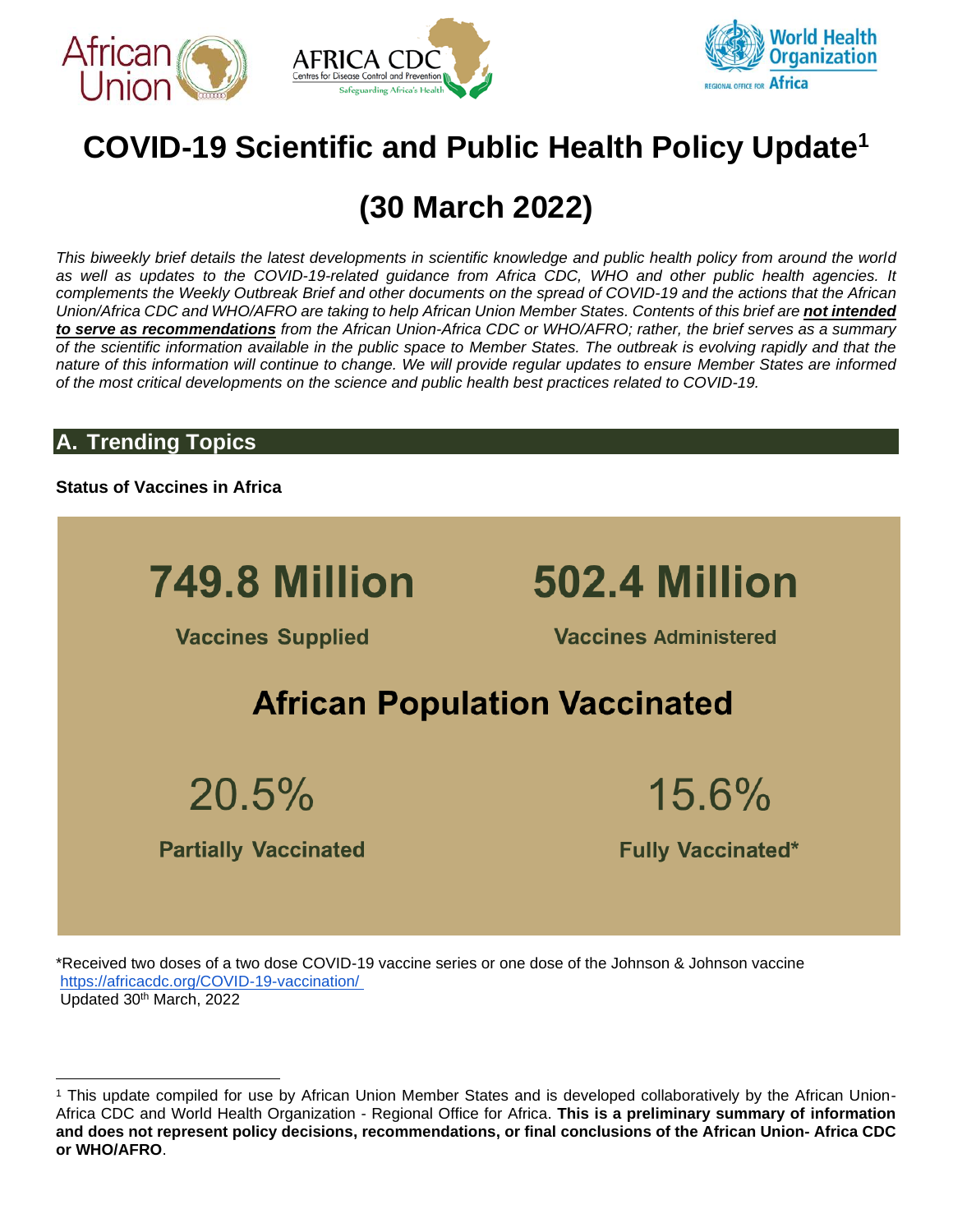# COVID-19 Scientific and Public Health Policy Update[1]

# (30 March 2022)

*This biweekly brief details the latest developments in scientific knowledge and public health policy from around the world as well as updates to the COVID-19-related guidance from Africa CDC, WHO and other public health agencies. It complements the Weekly Outbreak Brief and other documents on the spread of COVID-19 and the actions that the African Union/Africa CDC and WHO/AFRO are taking to help African Union Member States. Contents of this brief are **not intended to serve as recommendations** from the African Union-Africa CDC or WHO/AFRO; rather, the brief serves as a summary of the scientific information available in the public space to Member States. The outbreak is evolving rapidly and that the nature of this information will continue to change. We will provide regular updates to ensure Member States are informed of the most critical developments on the science and public health best practices related to COVID-19.*

## A. Trending Topics

**Status of Vaccines in Africa**

| 749.8 Million | 502.4 Million |
| --- | --- |
| Vaccines Supplied | Vaccines Administered |

**African Population Vaccinated**

| 20.5% | 15.6% |
| --- | --- |
| Partially Vaccinated | Fully Vaccinated* |

*Received two doses of a two dose COVID-19 vaccine series or one dose of the Johnson & Johnson vaccine
https://africacdc.org/COVID-19-vaccination/
Updated 30th March, 2022

---

[1] This update compiled for use by African Union Member States and is developed collaboratively by the African Union-Africa CDC and World Health Organization - Regional Office for Africa. **This is a preliminary summary of information and does not represent policy decisions, recommendations, or final conclusions of the African Union- Africa CDC or WHO/AFRO**.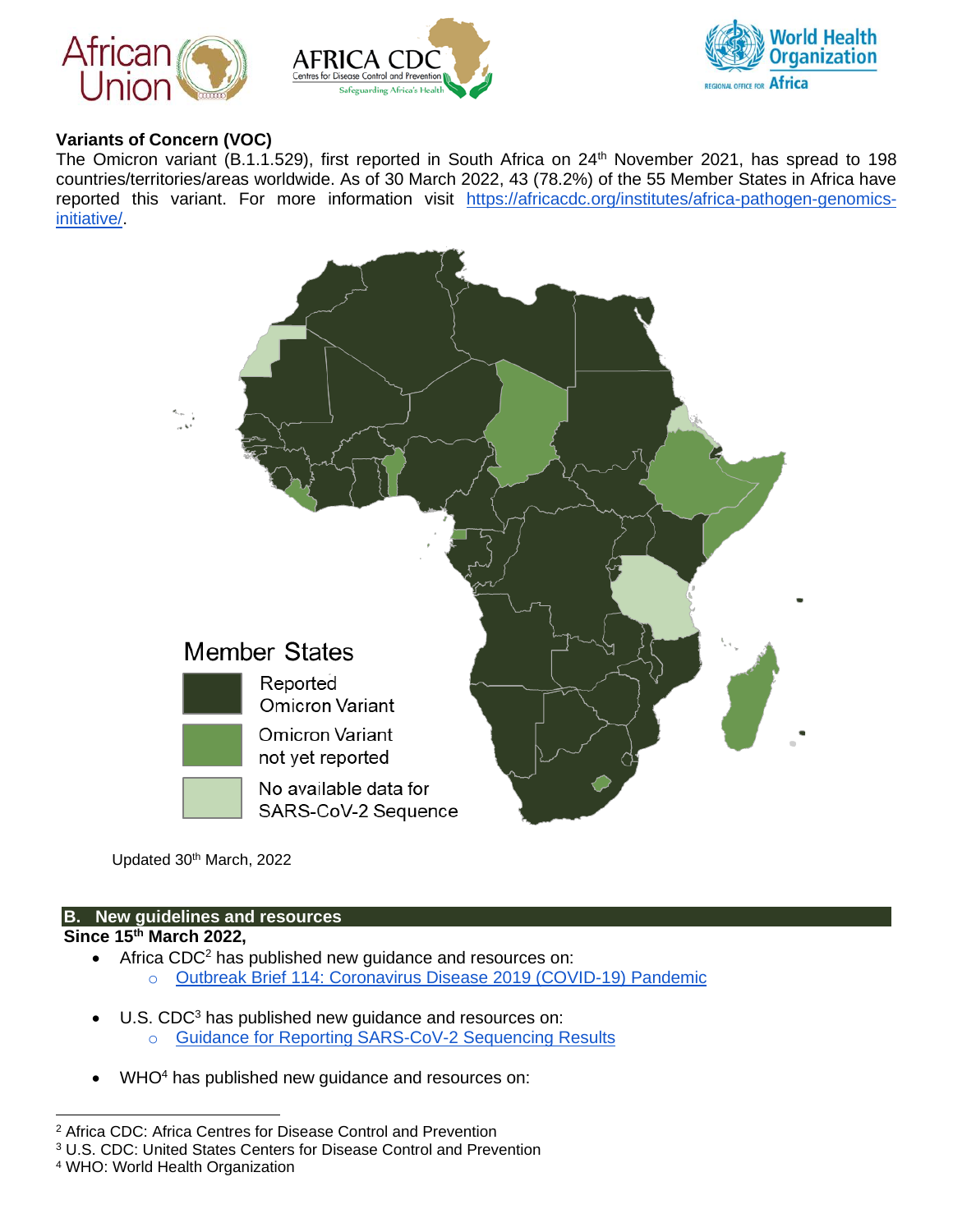**Variants of Concern (VOC)**

The Omicron variant (B.1.1.529), first reported in South Africa on 24th November 2021, has spread to 198 countries/territories/areas worldwide. As of 30 March 2022, 43 (78.2%) of the 55 Member States in Africa have reported this variant. For more information visit [https://africacdc.org/institutes/africa-pathogen-genomics-initiative/](https://africacdc.org/institutes/africa-pathogen-genomics-initiative/).

Member States

- Reported Omicron Variant
- Omicron Variant not yet reported
- No available data for SARS-CoV-2 Sequence

Updated 30th March, 2022

## B. New guidelines and resources

**Since 15th March 2022,**

- Africa CDC[2] has published new guidance and resources on:
  - Outbreak Brief 114: Coronavirus Disease 2019 (COVID-19) Pandemic
- U.S. CDC[3] has published new guidance and resources on:
  - Guidance for Reporting SARS-CoV-2 Sequencing Results
- WHO[4] has published new guidance and resources on:

---

[2] Africa CDC: Africa Centres for Disease Control and Prevention
[3] U.S. CDC: United States Centers for Disease Control and Prevention
[4] WHO: World Health Organization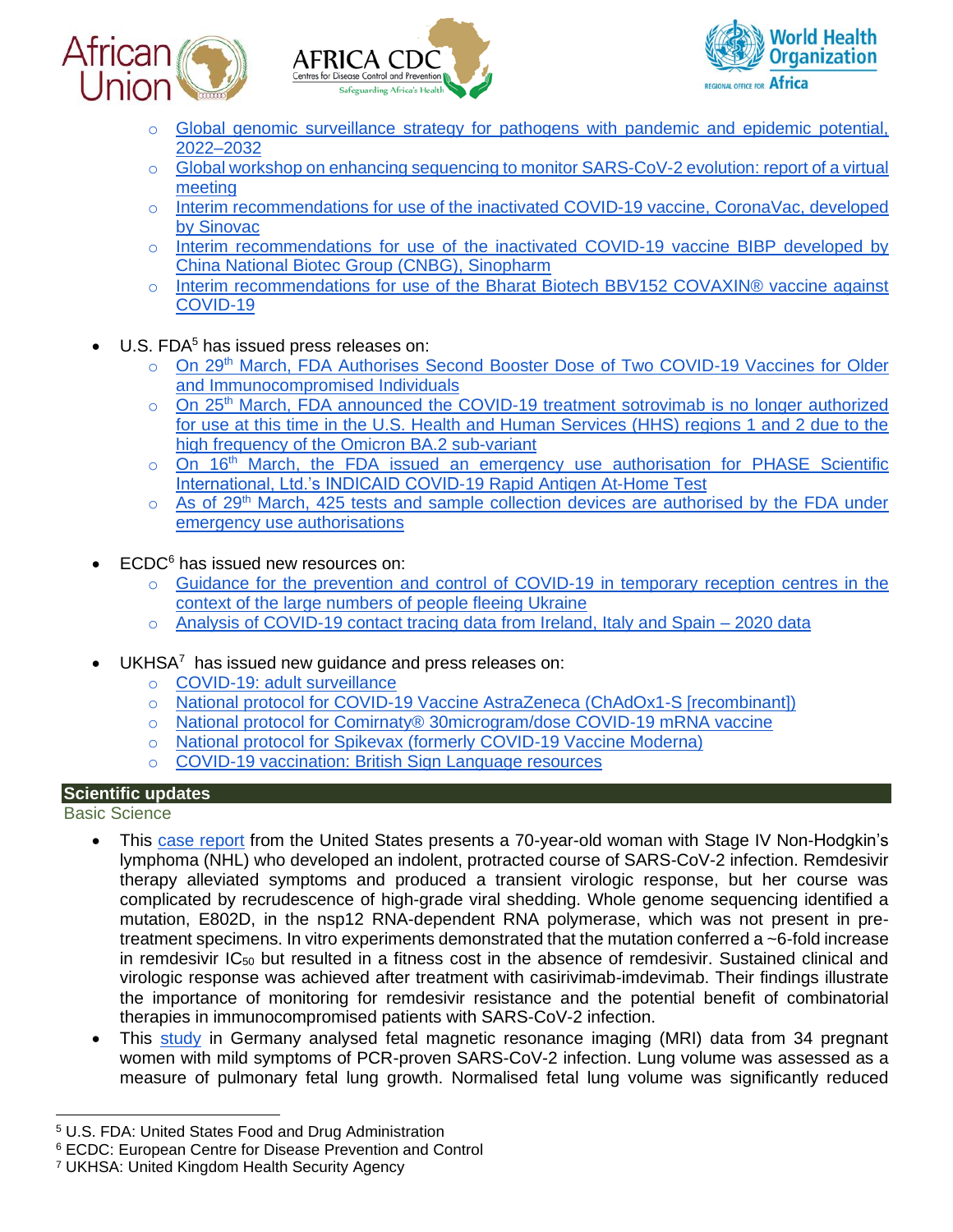- Global genomic surveillance strategy for pathogens with pandemic and epidemic potential, 2022–2032
  - Global workshop on enhancing sequencing to monitor SARS-CoV-2 evolution: report of a virtual meeting
  - Interim recommendations for use of the inactivated COVID-19 vaccine, CoronaVac, developed by Sinovac
  - Interim recommendations for use of the inactivated COVID-19 vaccine BIBP developed by China National Biotec Group (CNBG), Sinopharm
  - Interim recommendations for use of the Bharat Biotech BBV152 COVAXIN® vaccine against COVID-19

- U.S. FDA[5] has issued press releases on:
  - On 29th March, FDA Authorises Second Booster Dose of Two COVID-19 Vaccines for Older and Immunocompromised Individuals
  - On 25th March, FDA announced the COVID-19 treatment sotrovimab is no longer authorized for use at this time in the U.S. Health and Human Services (HHS) regions 1 and 2 due to the high frequency of the Omicron BA.2 sub-variant
  - On 16th March, the FDA issued an emergency use authorisation for PHASE Scientific International, Ltd.'s INDICAID COVID-19 Rapid Antigen At-Home Test
  - As of 29th March, 425 tests and sample collection devices are authorised by the FDA under emergency use authorisations

- ECDC[6] has issued new resources on:
  - Guidance for the prevention and control of COVID-19 in temporary reception centres in the context of the large numbers of people fleeing Ukraine
  - Analysis of COVID-19 contact tracing data from Ireland, Italy and Spain – 2020 data

- UKHSA[7] has issued new guidance and press releases on:
  - COVID-19: adult surveillance
  - National protocol for COVID-19 Vaccine AstraZeneca (ChAdOx1-S [recombinant])
  - National protocol for Comirnaty® 30microgram/dose COVID-19 mRNA vaccine
  - National protocol for Spikevax (formerly COVID-19 Vaccine Moderna)
  - COVID-19 vaccination: British Sign Language resources

## Scientific updates

### Basic Science

- This case report from the United States presents a 70-year-old woman with Stage IV Non-Hodgkin's lymphoma (NHL) who developed an indolent, protracted course of SARS-CoV-2 infection. Remdesivir therapy alleviated symptoms and produced a transient virologic response, but her course was complicated by recrudescence of high-grade viral shedding. Whole genome sequencing identified a mutation, E802D, in the nsp12 RNA-dependent RNA polymerase, which was not present in pre-treatment specimens. In vitro experiments demonstrated that the mutation conferred a ~6-fold increase in remdesivir $IC_{50}$ but resulted in a fitness cost in the absence of remdesivir. Sustained clinical and virologic response was achieved after treatment with casirivimab-imdevimab. Their findings illustrate the importance of monitoring for remdesivir resistance and the potential benefit of combinatorial therapies in immunocompromised patients with SARS-CoV-2 infection.
- This study in Germany analysed fetal magnetic resonance imaging (MRI) data from 34 pregnant women with mild symptoms of PCR-proven SARS-CoV-2 infection. Lung volume was assessed as a measure of pulmonary fetal lung growth. Normalised fetal lung volume was significantly reduced

[5] U.S. FDA: United States Food and Drug Administration

[6] ECDC: European Centre for Disease Prevention and Control

[7] UKHSA: United Kingdom Health Security Agency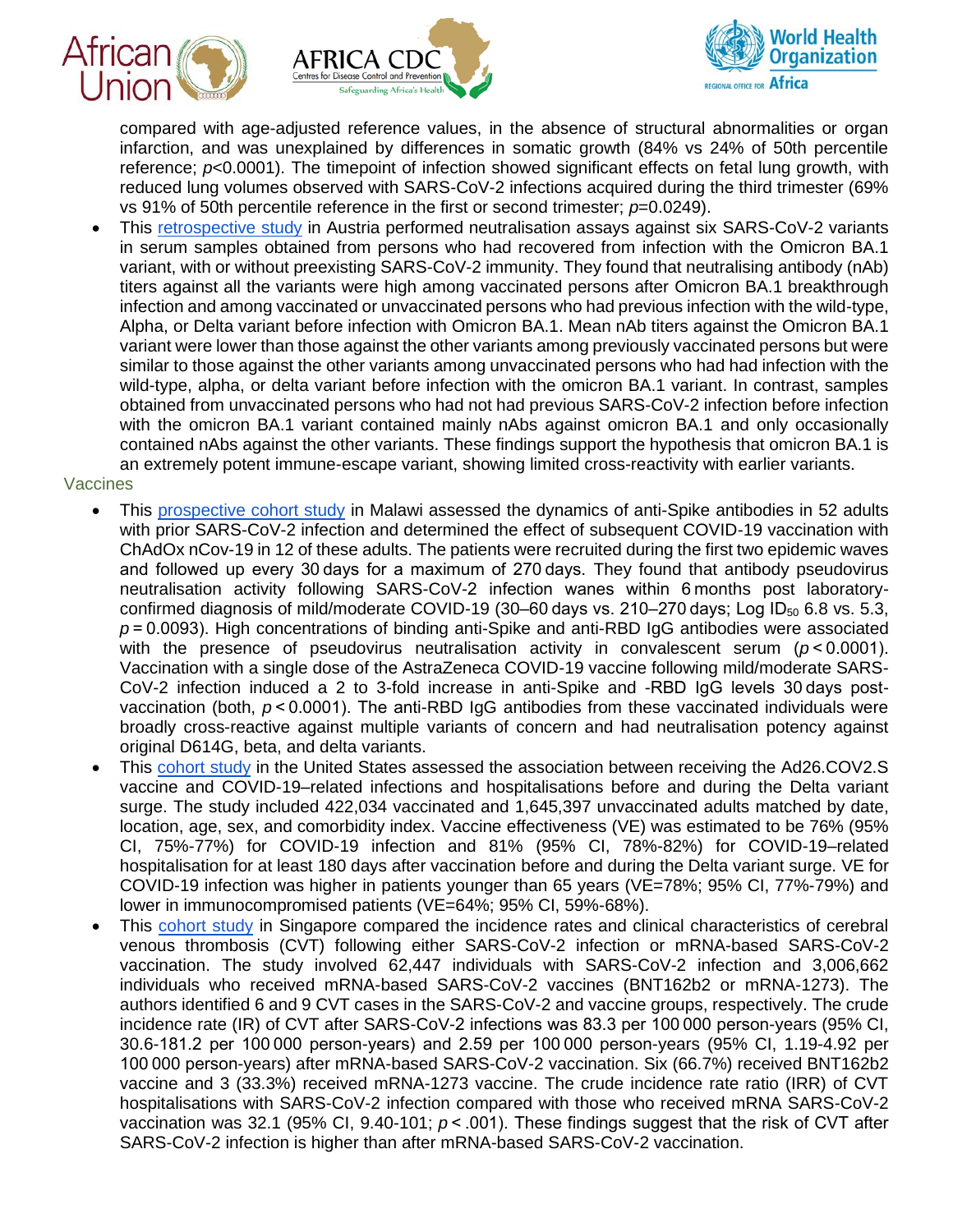compared with age-adjusted reference values, in the absence of structural abnormalities or organ infarction, and was unexplained by differences in somatic growth (84% vs 24% of 50th percentile reference; $p$<0.0001). The timepoint of infection showed significant effects on fetal lung growth, with reduced lung volumes observed with SARS-CoV-2 infections acquired during the third trimester (69% vs 91% of 50th percentile reference in the first or second trimester; $p$=0.0249).

- This retrospective study in Austria performed neutralisation assays against six SARS-CoV-2 variants in serum samples obtained from persons who had recovered from infection with the Omicron BA.1 variant, with or without preexisting SARS-CoV-2 immunity. They found that neutralising antibody (nAb) titers against all the variants were high among vaccinated persons after Omicron BA.1 breakthrough infection and among vaccinated or unvaccinated persons who had previous infection with the wild-type, Alpha, or Delta variant before infection with Omicron BA.1. Mean nAb titers against the Omicron BA.1 variant were lower than those against the other variants among previously vaccinated persons but were similar to those against the other variants among unvaccinated persons who had had infection with the wild-type, alpha, or delta variant before infection with the omicron BA.1 variant. In contrast, samples obtained from unvaccinated persons who had not had previous SARS-CoV-2 infection before infection with the omicron BA.1 variant contained mainly nAbs against omicron BA.1 and only occasionally contained nAbs against the other variants. These findings support the hypothesis that omicron BA.1 is an extremely potent immune-escape variant, showing limited cross-reactivity with earlier variants.

## Vaccines

- This prospective cohort study in Malawi assessed the dynamics of anti-Spike antibodies in 52 adults with prior SARS-CoV-2 infection and determined the effect of subsequent COVID-19 vaccination with ChAdOx nCov-19 in 12 of these adults. The patients were recruited during the first two epidemic waves and followed up every 30 days for a maximum of 270 days. They found that antibody pseudovirus neutralisation activity following SARS-CoV-2 infection wanes within 6 months post laboratory-confirmed diagnosis of mild/moderate COVID-19 (30–60 days vs. 210–270 days; Log $ID_{50}$ 6.8 vs. 5.3, $p$ = 0.0093). High concentrations of binding anti-Spike and anti-RBD IgG antibodies were associated with the presence of pseudovirus neutralisation activity in convalescent serum ($p$ < 0.0001). Vaccination with a single dose of the AstraZeneca COVID-19 vaccine following mild/moderate SARS-CoV-2 infection induced a 2 to 3-fold increase in anti-Spike and -RBD IgG levels 30 days post-vaccination (both, $p$ < 0.0001). The anti-RBD IgG antibodies from these vaccinated individuals were broadly cross-reactive against multiple variants of concern and had neutralisation potency against original D614G, beta, and delta variants.
- This cohort study in the United States assessed the association between receiving the Ad26.COV2.S vaccine and COVID-19–related infections and hospitalisations before and during the Delta variant surge. The study included 422,034 vaccinated and 1,645,397 unvaccinated adults matched by date, location, age, sex, and comorbidity index. Vaccine effectiveness (VE) was estimated to be 76% (95% CI, 75%-77%) for COVID-19 infection and 81% (95% CI, 78%-82%) for COVID-19–related hospitalisation for at least 180 days after vaccination before and during the Delta variant surge. VE for COVID-19 infection was higher in patients younger than 65 years (VE=78%; 95% CI, 77%-79%) and lower in immunocompromised patients (VE=64%; 95% CI, 59%-68%).
- This cohort study in Singapore compared the incidence rates and clinical characteristics of cerebral venous thrombosis (CVT) following either SARS-CoV-2 infection or mRNA-based SARS-CoV-2 vaccination. The study involved 62,447 individuals with SARS-CoV-2 infection and 3,006,662 individuals who received mRNA-based SARS-CoV-2 vaccines (BNT162b2 or mRNA-1273). The authors identified 6 and 9 CVT cases in the SARS-CoV-2 and vaccine groups, respectively. The crude incidence rate (IR) of CVT after SARS-CoV-2 infections was 83.3 per 100 000 person-years (95% CI, 30.6-181.2 per 100 000 person-years) and 2.59 per 100 000 person-years (95% CI, 1.19-4.92 per 100 000 person-years) after mRNA-based SARS-CoV-2 vaccination. Six (66.7%) received BNT162b2 vaccine and 3 (33.3%) received mRNA-1273 vaccine. The crude incidence rate ratio (IRR) of CVT hospitalisations with SARS-CoV-2 infection compared with those who received mRNA SARS-CoV-2 vaccination was 32.1 (95% CI, 9.40-101; $p$ < .001). These findings suggest that the risk of CVT after SARS-CoV-2 infection is higher than after mRNA-based SARS-CoV-2 vaccination.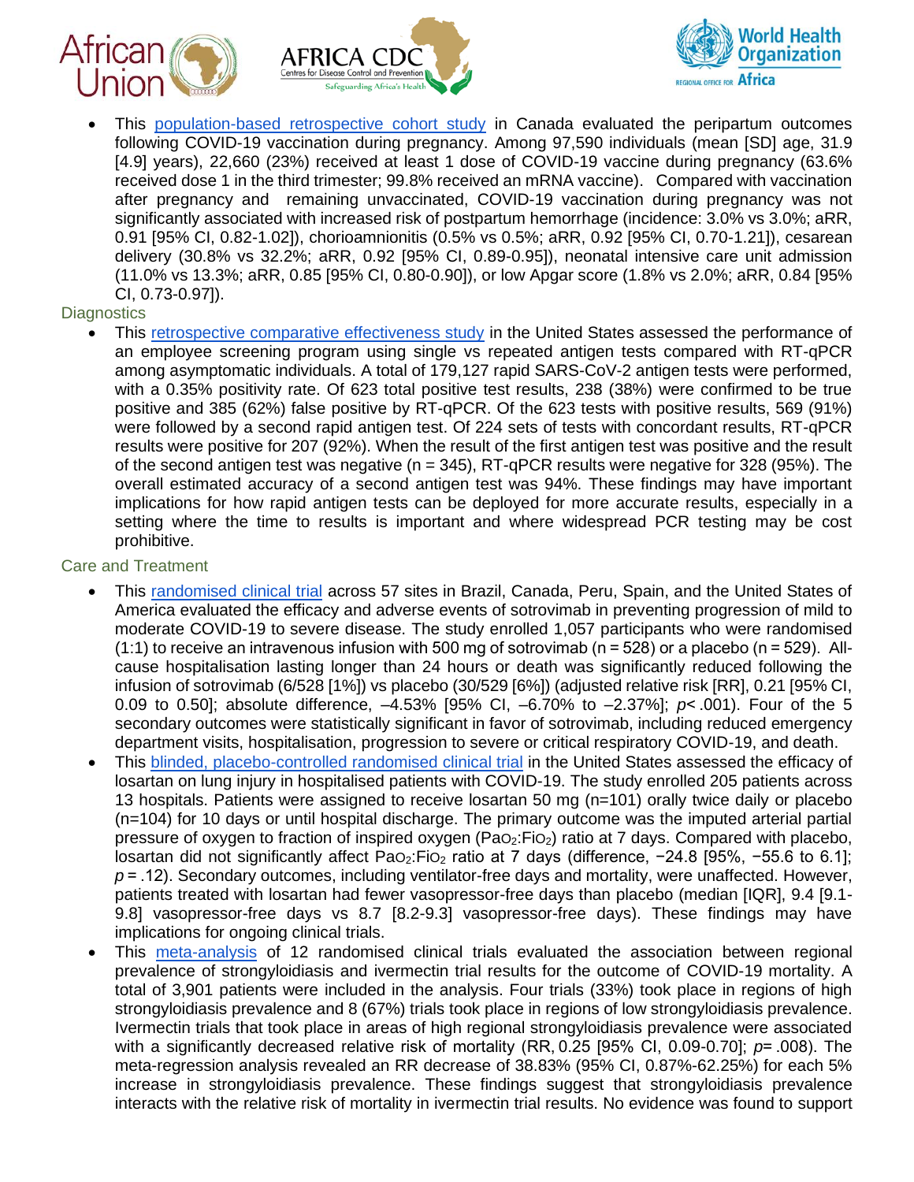- This population-based retrospective cohort study in Canada evaluated the peripartum outcomes following COVID-19 vaccination during pregnancy. Among 97,590 individuals (mean [SD] age, 31.9 [4.9] years), 22,660 (23%) received at least 1 dose of COVID-19 vaccine during pregnancy (63.6% received dose 1 in the third trimester; 99.8% received an mRNA vaccine). Compared with vaccination after pregnancy and remaining unvaccinated, COVID-19 vaccination during pregnancy was not significantly associated with increased risk of postpartum hemorrhage (incidence: 3.0% vs 3.0%; aRR, 0.91 [95% CI, 0.82-1.02]), chorioamnionitis (0.5% vs 0.5%; aRR, 0.92 [95% CI, 0.70-1.21]), cesarean delivery (30.8% vs 32.2%; aRR, 0.92 [95% CI, 0.89-0.95]), neonatal intensive care unit admission (11.0% vs 13.3%; aRR, 0.85 [95% CI, 0.80-0.90]), or low Apgar score (1.8% vs 2.0%; aRR, 0.84 [95% CI, 0.73-0.97]).

### Diagnostics

- This retrospective comparative effectiveness study in the United States assessed the performance of an employee screening program using single vs repeated antigen tests compared with RT-qPCR among asymptomatic individuals. A total of 179,127 rapid SARS-CoV-2 antigen tests were performed, with a 0.35% positivity rate. Of 623 total positive test results, 238 (38%) were confirmed to be true positive and 385 (62%) false positive by RT-qPCR. Of the 623 tests with positive results, 569 (91%) were followed by a second rapid antigen test. Of 224 sets of tests with concordant results, RT-qPCR results were positive for 207 (92%). When the result of the first antigen test was positive and the result of the second antigen test was negative (n = 345), RT-qPCR results were negative for 328 (95%). The overall estimated accuracy of a second antigen test was 94%. These findings may have important implications for how rapid antigen tests can be deployed for more accurate results, especially in a setting where the time to results is important and where widespread PCR testing may be cost prohibitive.

### Care and Treatment

- This randomised clinical trial across 57 sites in Brazil, Canada, Peru, Spain, and the United States of America evaluated the efficacy and adverse events of sotrovimab in preventing progression of mild to moderate COVID-19 to severe disease. The study enrolled 1,057 participants who were randomised (1:1) to receive an intravenous infusion with 500 mg of sotrovimab (n = 528) or a placebo (n = 529). All-cause hospitalisation lasting longer than 24 hours or death was significantly reduced following the infusion of sotrovimab (6/528 [1%]) vs placebo (30/529 [6%]) (adjusted relative risk [RR], 0.21 [95% CI, 0.09 to 0.50]; absolute difference, –4.53% [95% CI, –6.70% to –2.37%]; *p*< .001). Four of the 5 secondary outcomes were statistically significant in favor of sotrovimab, including reduced emergency department visits, hospitalisation, progression to severe or critical respiratory COVID-19, and death.
- This blinded, placebo-controlled randomised clinical trial in the United States assessed the efficacy of losartan on lung injury in hospitalised patients with COVID-19. The study enrolled 205 patients across 13 hospitals. Patients were assigned to receive losartan 50 mg (n=101) orally twice daily or placebo (n=104) for 10 days or until hospital discharge. The primary outcome was the imputed arterial partial pressure of oxygen to fraction of inspired oxygen ($PaO_2$:$FiO_2$) ratio at 7 days. Compared with placebo, losartan did not significantly affect $PaO_2$:$FiO_2$ ratio at 7 days (difference, −24.8 [95%, −55.6 to 6.1]; *p* = .12). Secondary outcomes, including ventilator-free days and mortality, were unaffected. However, patients treated with losartan had fewer vasopressor-free days than placebo (median [IQR], 9.4 [9.1-9.8] vasopressor-free days vs 8.7 [8.2-9.3] vasopressor-free days). These findings may have implications for ongoing clinical trials.
- This meta-analysis of 12 randomised clinical trials evaluated the association between regional prevalence of strongyloidiasis and ivermectin trial results for the outcome of COVID-19 mortality. A total of 3,901 patients were included in the analysis. Four trials (33%) took place in regions of high strongyloidiasis prevalence and 8 (67%) trials took place in regions of low strongyloidiasis prevalence. Ivermectin trials that took place in areas of high regional strongyloidiasis prevalence were associated with a significantly decreased relative risk of mortality (RR, 0.25 [95% CI, 0.09-0.70]; *p*= .008). The meta-regression analysis revealed an RR decrease of 38.83% (95% CI, 0.87%-62.25%) for each 5% increase in strongyloidiasis prevalence. These findings suggest that strongyloidiasis prevalence interacts with the relative risk of mortality in ivermectin trial results. No evidence was found to support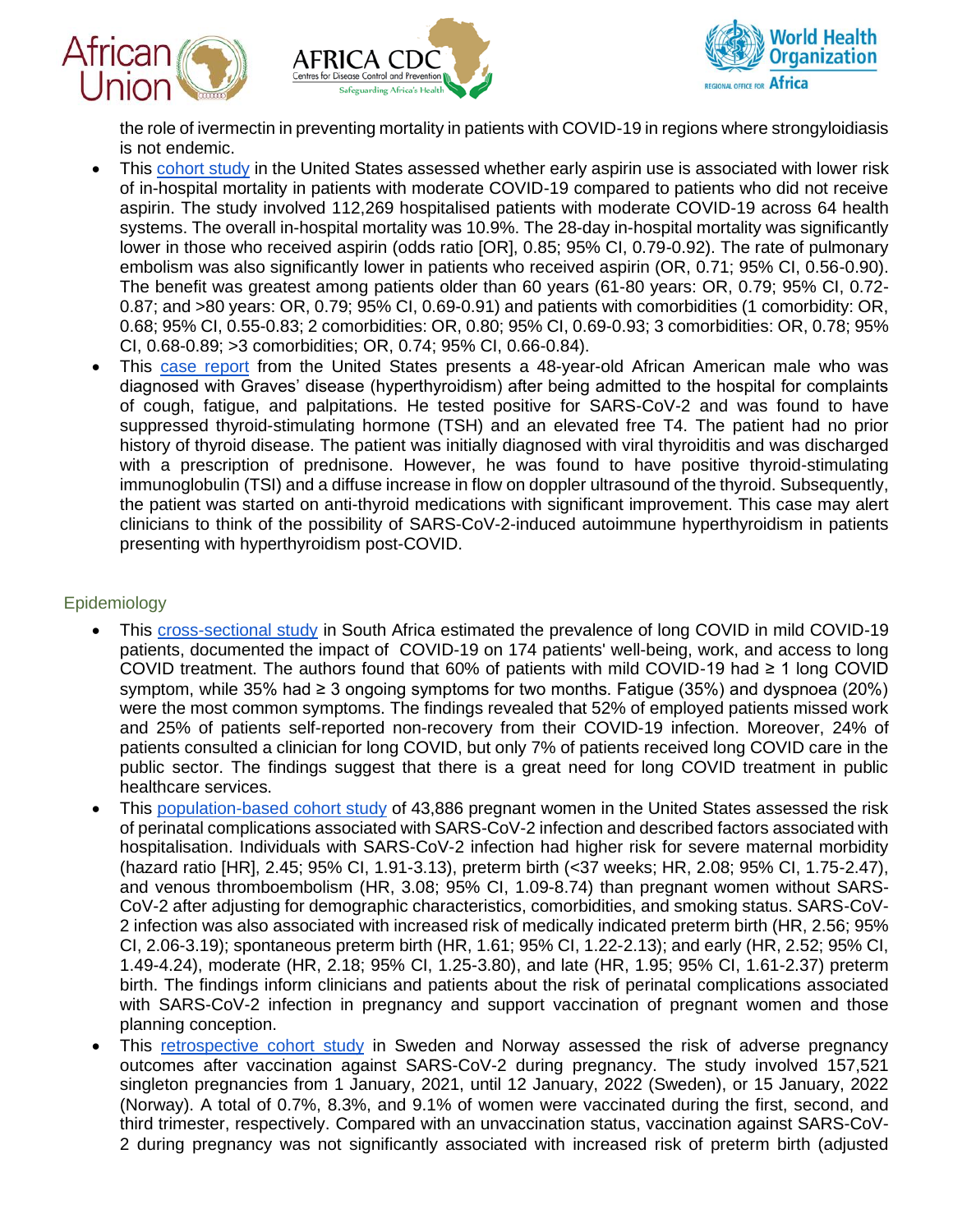the role of ivermectin in preventing mortality in patients with COVID-19 in regions where strongyloidiasis is not endemic.

- This [cohort study]() in the United States assessed whether early aspirin use is associated with lower risk of in-hospital mortality in patients with moderate COVID-19 compared to patients who did not receive aspirin. The study involved 112,269 hospitalised patients with moderate COVID-19 across 64 health systems. The overall in-hospital mortality was 10.9%. The 28-day in-hospital mortality was significantly lower in those who received aspirin (odds ratio [OR], 0.85; 95% CI, 0.79-0.92). The rate of pulmonary embolism was also significantly lower in patients who received aspirin (OR, 0.71; 95% CI, 0.56-0.90). The benefit was greatest among patients older than 60 years (61-80 years: OR, 0.79; 95% CI, 0.72-0.87; and >80 years: OR, 0.79; 95% CI, 0.69-0.91) and patients with comorbidities (1 comorbidity: OR, 0.68; 95% CI, 0.55-0.83; 2 comorbidities: OR, 0.80; 95% CI, 0.69-0.93; 3 comorbidities: OR, 0.78; 95% CI, 0.68-0.89; >3 comorbidities; OR, 0.74; 95% CI, 0.66-0.84).
- This [case report]() from the United States presents a 48-year-old African American male who was diagnosed with Graves' disease (hyperthyroidism) after being admitted to the hospital for complaints of cough, fatigue, and palpitations. He tested positive for SARS-CoV-2 and was found to have suppressed thyroid-stimulating hormone (TSH) and an elevated free T4. The patient had no prior history of thyroid disease. The patient was initially diagnosed with viral thyroiditis and was discharged with a prescription of prednisone. However, he was found to have positive thyroid-stimulating immunoglobulin (TSI) and a diffuse increase in flow on doppler ultrasound of the thyroid. Subsequently, the patient was started on anti-thyroid medications with significant improvement. This case may alert clinicians to think of the possibility of SARS-CoV-2-induced autoimmune hyperthyroidism in patients presenting with hyperthyroidism post-COVID.

## Epidemiology

- This [cross-sectional study]() in South Africa estimated the prevalence of long COVID in mild COVID-19 patients, documented the impact of COVID-19 on 174 patients' well-being, work, and access to long COVID treatment. The authors found that 60% of patients with mild COVID-19 had ≥ 1 long COVID symptom, while 35% had ≥ 3 ongoing symptoms for two months. Fatigue (35%) and dyspnoea (20%) were the most common symptoms. The findings revealed that 52% of employed patients missed work and 25% of patients self-reported non-recovery from their COVID-19 infection. Moreover, 24% of patients consulted a clinician for long COVID, but only 7% of patients received long COVID care in the public sector. The findings suggest that there is a great need for long COVID treatment in public healthcare services.
- This [population-based cohort study]() of 43,886 pregnant women in the United States assessed the risk of perinatal complications associated with SARS-CoV-2 infection and described factors associated with hospitalisation. Individuals with SARS-CoV-2 infection had higher risk for severe maternal morbidity (hazard ratio [HR], 2.45; 95% CI, 1.91-3.13), preterm birth (<37 weeks; HR, 2.08; 95% CI, 1.75-2.47), and venous thromboembolism (HR, 3.08; 95% CI, 1.09-8.74) than pregnant women without SARS-CoV-2 after adjusting for demographic characteristics, comorbidities, and smoking status. SARS-CoV-2 infection was also associated with increased risk of medically indicated preterm birth (HR, 2.56; 95% CI, 2.06-3.19); spontaneous preterm birth (HR, 1.61; 95% CI, 1.22-2.13); and early (HR, 2.52; 95% CI, 1.49-4.24), moderate (HR, 2.18; 95% CI, 1.25-3.80), and late (HR, 1.95; 95% CI, 1.61-2.37) preterm birth. The findings inform clinicians and patients about the risk of perinatal complications associated with SARS-CoV-2 infection in pregnancy and support vaccination of pregnant women and those planning conception.
- This [retrospective cohort study]() in Sweden and Norway assessed the risk of adverse pregnancy outcomes after vaccination against SARS-CoV-2 during pregnancy. The study involved 157,521 singleton pregnancies from 1 January, 2021, until 12 January, 2022 (Sweden), or 15 January, 2022 (Norway). A total of 0.7%, 8.3%, and 9.1% of women were vaccinated during the first, second, and third trimester, respectively. Compared with an unvaccination status, vaccination against SARS-CoV-2 during pregnancy was not significantly associated with increased risk of preterm birth (adjusted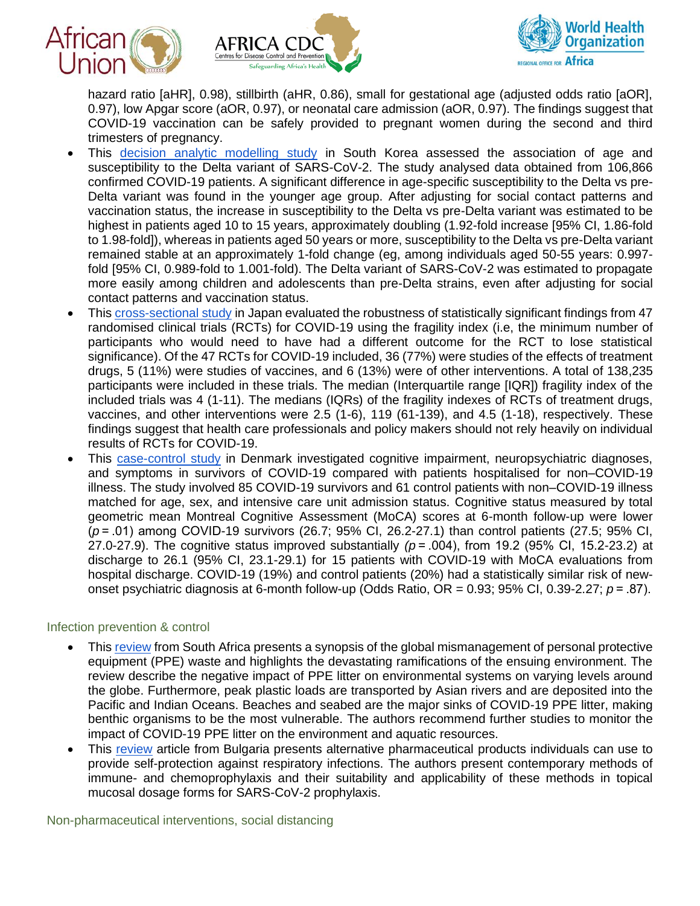hazard ratio [aHR], 0.98), stillbirth (aHR, 0.86), small for gestational age (adjusted odds ratio [aOR], 0.97), low Apgar score (aOR, 0.97), or neonatal care admission (aOR, 0.97). The findings suggest that COVID-19 vaccination can be safely provided to pregnant women during the second and third trimesters of pregnancy.

- This decision analytic modelling study in South Korea assessed the association of age and susceptibility to the Delta variant of SARS-CoV-2. The study analysed data obtained from 106,866 confirmed COVID-19 patients. A significant difference in age-specific susceptibility to the Delta vs pre-Delta variant was found in the younger age group. After adjusting for social contact patterns and vaccination status, the increase in susceptibility to the Delta vs pre-Delta variant was estimated to be highest in patients aged 10 to 15 years, approximately doubling (1.92-fold increase [95% CI, 1.86-fold to 1.98-fold]), whereas in patients aged 50 years or more, susceptibility to the Delta vs pre-Delta variant remained stable at an approximately 1-fold change (eg, among individuals aged 50-55 years: 0.997-fold [95% CI, 0.989-fold to 1.001-fold). The Delta variant of SARS-CoV-2 was estimated to propagate more easily among children and adolescents than pre-Delta strains, even after adjusting for social contact patterns and vaccination status.
- This cross-sectional study in Japan evaluated the robustness of statistically significant findings from 47 randomised clinical trials (RCTs) for COVID-19 using the fragility index (i.e, the minimum number of participants who would need to have had a different outcome for the RCT to lose statistical significance). Of the 47 RCTs for COVID-19 included, 36 (77%) were studies of the effects of treatment drugs, 5 (11%) were studies of vaccines, and 6 (13%) were of other interventions. A total of 138,235 participants were included in these trials. The median (Interquartile range [IQR]) fragility index of the included trials was 4 (1-11). The medians (IQRs) of the fragility indexes of RCTs of treatment drugs, vaccines, and other interventions were 2.5 (1-6), 119 (61-139), and 4.5 (1-18), respectively. These findings suggest that health care professionals and policy makers should not rely heavily on individual results of RCTs for COVID-19.
- This case-control study in Denmark investigated cognitive impairment, neuropsychiatric diagnoses, and symptoms in survivors of COVID-19 compared with patients hospitalised for non–COVID-19 illness. The study involved 85 COVID-19 survivors and 61 control patients with non–COVID-19 illness matched for age, sex, and intensive care unit admission status. Cognitive status measured by total geometric mean Montreal Cognitive Assessment (MoCA) scores at 6-month follow-up were lower ($p = .01$) among COVID-19 survivors (26.7; 95% CI, 26.2-27.1) than control patients (27.5; 95% CI, 27.0-27.9). The cognitive status improved substantially ($p = .004$), from 19.2 (95% CI, 15.2-23.2) at discharge to 26.1 (95% CI, 23.1-29.1) for 15 patients with COVID-19 with MoCA evaluations from hospital discharge. COVID-19 (19%) and control patients (20%) had a statistically similar risk of new-onset psychiatric diagnosis at 6-month follow-up (Odds Ratio, OR = 0.93; 95% CI, 0.39-2.27; $p = .87$).

## Infection prevention & control

- This review from South Africa presents a synopsis of the global mismanagement of personal protective equipment (PPE) waste and highlights the devastating ramifications of the ensuing environment. The review describe the negative impact of PPE litter on environmental systems on varying levels around the globe. Furthermore, peak plastic loads are transported by Asian rivers and are deposited into the Pacific and Indian Oceans. Beaches and seabed are the major sinks of COVID-19 PPE litter, making benthic organisms to be the most vulnerable. The authors recommend further studies to monitor the impact of COVID-19 PPE litter on the environment and aquatic resources.
- This review article from Bulgaria presents alternative pharmaceutical products individuals can use to provide self-protection against respiratory infections. The authors present contemporary methods of immune- and chemoprophylaxis and their suitability and applicability of these methods in topical mucosal dosage forms for SARS-CoV-2 prophylaxis.

## Non-pharmaceutical interventions, social distancing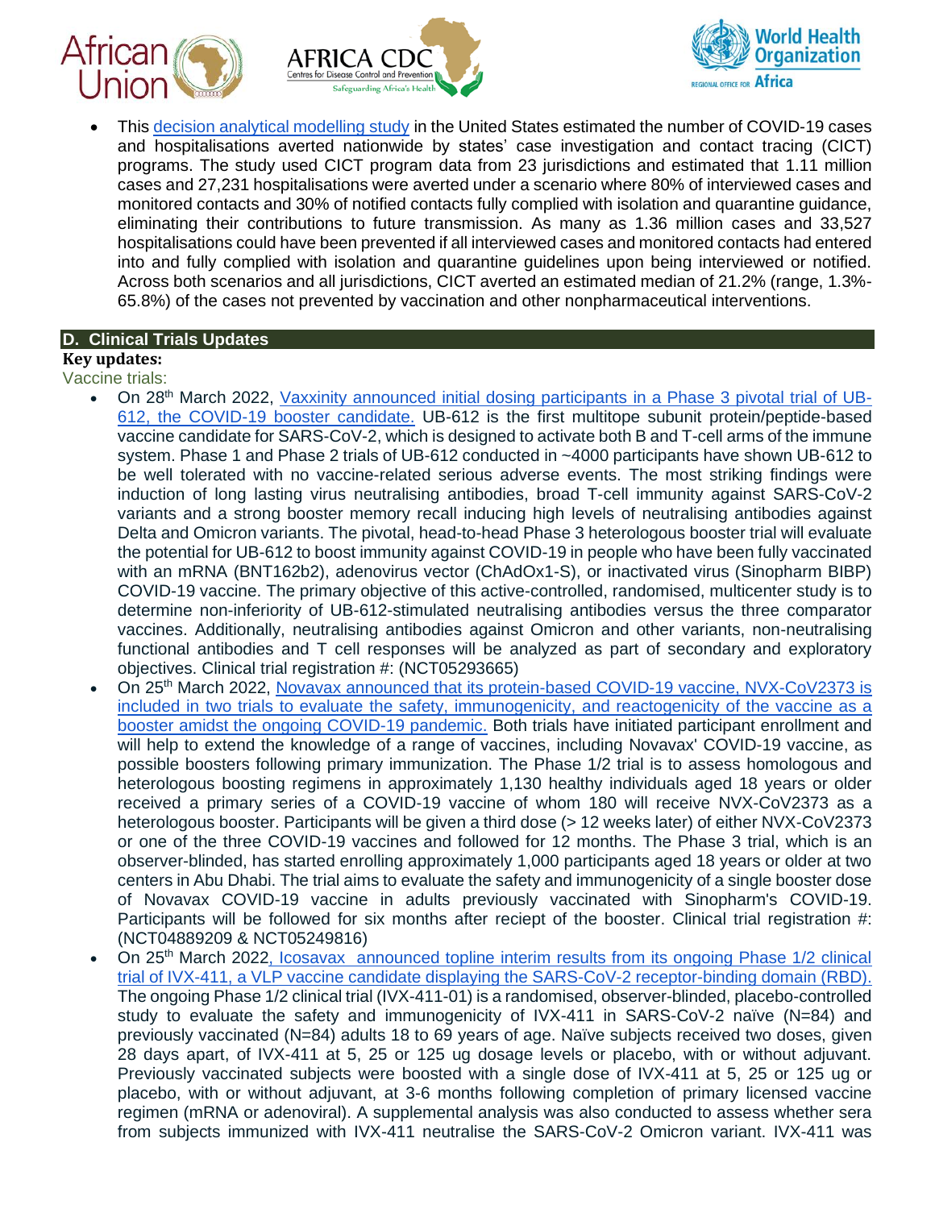- This decision analytical modelling study in the United States estimated the number of COVID-19 cases and hospitalisations averted nationwide by states' case investigation and contact tracing (CICT) programs. The study used CICT program data from 23 jurisdictions and estimated that 1.11 million cases and 27,231 hospitalisations were averted under a scenario where 80% of interviewed cases and monitored contacts and 30% of notified contacts fully complied with isolation and quarantine guidance, eliminating their contributions to future transmission. As many as 1.36 million cases and 33,527 hospitalisations could have been prevented if all interviewed cases and monitored contacts had entered into and fully complied with isolation and quarantine guidelines upon being interviewed or notified. Across both scenarios and all jurisdictions, CICT averted an estimated median of 21.2% (range, 1.3%-65.8%) of the cases not prevented by vaccination and other nonpharmaceutical interventions.

## D. Clinical Trials Updates

**Key updates:**

Vaccine trials:

- On 28th March 2022, Vaxxinity announced initial dosing participants in a Phase 3 pivotal trial of UB-612, the COVID-19 booster candidate. UB-612 is the first multitope subunit protein/peptide-based vaccine candidate for SARS-CoV-2, which is designed to activate both B and T-cell arms of the immune system. Phase 1 and Phase 2 trials of UB-612 conducted in ~4000 participants have shown UB-612 to be well tolerated with no vaccine-related serious adverse events. The most striking findings were induction of long lasting virus neutralising antibodies, broad T-cell immunity against SARS-CoV-2 variants and a strong booster memory recall inducing high levels of neutralising antibodies against Delta and Omicron variants. The pivotal, head-to-head Phase 3 heterologous booster trial will evaluate the potential for UB-612 to boost immunity against COVID-19 in people who have been fully vaccinated with an mRNA (BNT162b2), adenovirus vector (ChAdOx1-S), or inactivated virus (Sinopharm BIBP) COVID-19 vaccine. The primary objective of this active-controlled, randomised, multicenter study is to determine non-inferiority of UB-612-stimulated neutralising antibodies versus the three comparator vaccines. Additionally, neutralising antibodies against Omicron and other variants, non-neutralising functional antibodies and T cell responses will be analyzed as part of secondary and exploratory objectives. Clinical trial registration #: (NCT05293665)
- On 25th March 2022, Novavax announced that its protein-based COVID-19 vaccine, NVX-CoV2373 is included in two trials to evaluate the safety, immunogenicity, and reactogenicity of the vaccine as a booster amidst the ongoing COVID-19 pandemic. Both trials have initiated participant enrollment and will help to extend the knowledge of a range of vaccines, including Novavax' COVID-19 vaccine, as possible boosters following primary immunization. The Phase 1/2 trial is to assess homologous and heterologous boosting regimens in approximately 1,130 healthy individuals aged 18 years or older received a primary series of a COVID-19 vaccine of whom 180 will receive NVX-CoV2373 as a heterologous booster. Participants will be given a third dose (> 12 weeks later) of either NVX-CoV2373 or one of the three COVID-19 vaccines and followed for 12 months. The Phase 3 trial, which is an observer-blinded, has started enrolling approximately 1,000 participants aged 18 years or older at two centers in Abu Dhabi. The trial aims to evaluate the safety and immunogenicity of a single booster dose of Novavax COVID-19 vaccine in adults previously vaccinated with Sinopharm's COVID-19. Participants will be followed for six months after reciept of the booster. Clinical trial registration #: (NCT04889209 & NCT05249816)
- On 25th March 2022, Icosavax announced topline interim results from its ongoing Phase 1/2 clinical trial of IVX-411, a VLP vaccine candidate displaying the SARS-CoV-2 receptor-binding domain (RBD). The ongoing Phase 1/2 clinical trial (IVX-411-01) is a randomised, observer-blinded, placebo-controlled study to evaluate the safety and immunogenicity of IVX-411 in SARS-CoV-2 naïve (N=84) and previously vaccinated (N=84) adults 18 to 69 years of age. Naïve subjects received two doses, given 28 days apart, of IVX-411 at 5, 25 or 125 ug dosage levels or placebo, with or without adjuvant. Previously vaccinated subjects were boosted with a single dose of IVX-411 at 5, 25 or 125 ug or placebo, with or without adjuvant, at 3-6 months following completion of primary licensed vaccine regimen (mRNA or adenoviral). A supplemental analysis was also conducted to assess whether sera from subjects immunized with IVX-411 neutralise the SARS-CoV-2 Omicron variant. IVX-411 was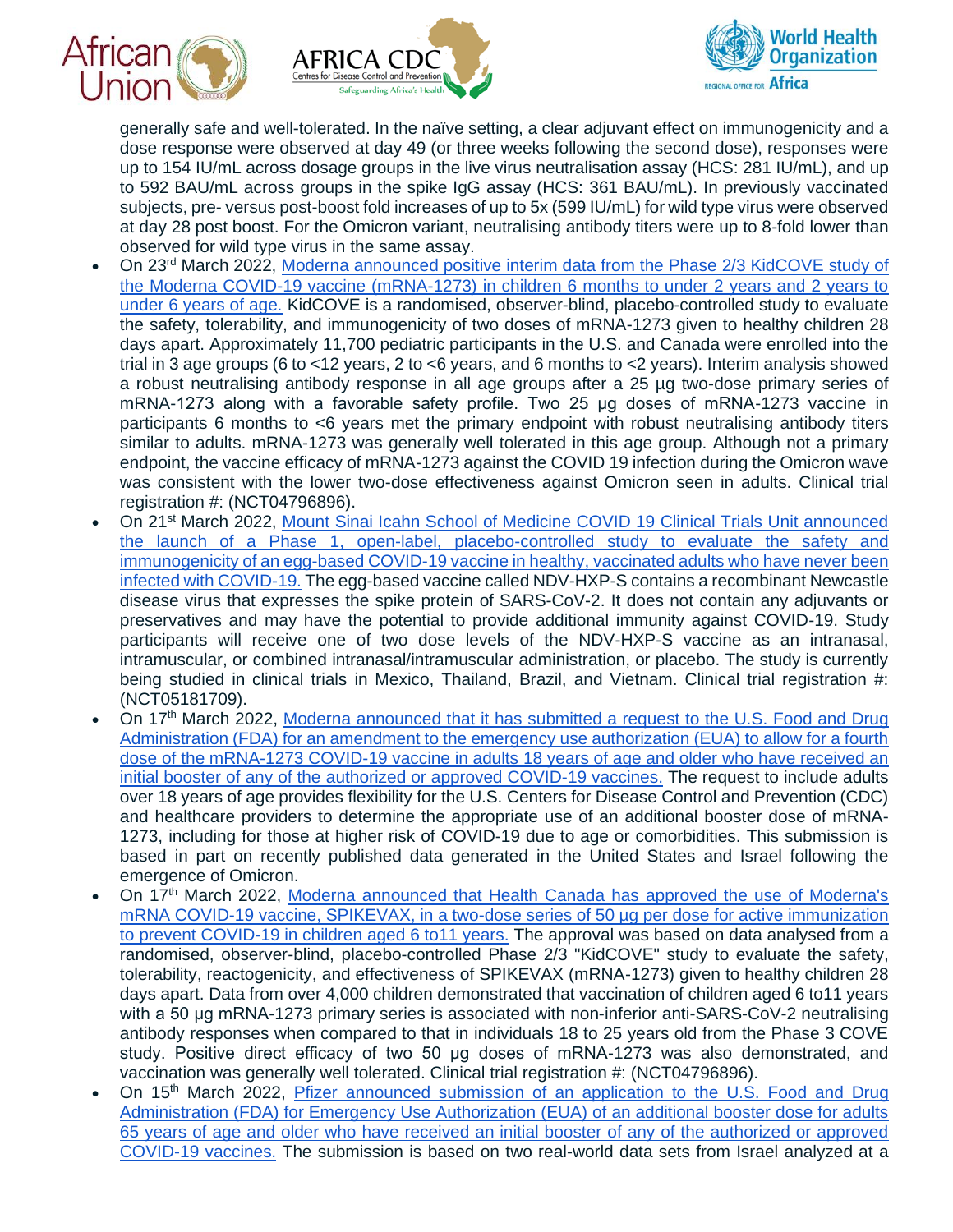generally safe and well-tolerated. In the naïve setting, a clear adjuvant effect on immunogenicity and a dose response were observed at day 49 (or three weeks following the second dose), responses were up to 154 IU/mL across dosage groups in the live virus neutralisation assay (HCS: 281 IU/mL), and up to 592 BAU/mL across groups in the spike IgG assay (HCS: 361 BAU/mL). In previously vaccinated subjects, pre- versus post-boost fold increases of up to 5x (599 IU/mL) for wild type virus were observed at day 28 post boost. For the Omicron variant, neutralising antibody titers were up to 8-fold lower than observed for wild type virus in the same assay.

- On 23rd March 2022, Moderna announced positive interim data from the Phase 2/3 KidCOVE study of the Moderna COVID-19 vaccine (mRNA-1273) in children 6 months to under 2 years and 2 years to under 6 years of age. KidCOVE is a randomised, observer-blind, placebo-controlled study to evaluate the safety, tolerability, and immunogenicity of two doses of mRNA-1273 given to healthy children 28 days apart. Approximately 11,700 pediatric participants in the U.S. and Canada were enrolled into the trial in 3 age groups (6 to <12 years, 2 to <6 years, and 6 months to <2 years). Interim analysis showed a robust neutralising antibody response in all age groups after a 25 µg two-dose primary series of mRNA-1273 along with a favorable safety profile. Two 25 µg doses of mRNA-1273 vaccine in participants 6 months to <6 years met the primary endpoint with robust neutralising antibody titers similar to adults. mRNA-1273 was generally well tolerated in this age group. Although not a primary endpoint, the vaccine efficacy of mRNA-1273 against the COVID 19 infection during the Omicron wave was consistent with the lower two-dose effectiveness against Omicron seen in adults. Clinical trial registration #: (NCT04796896).
- On 21st March 2022, Mount Sinai Icahn School of Medicine COVID 19 Clinical Trials Unit announced the launch of a Phase 1, open-label, placebo-controlled study to evaluate the safety and immunogenicity of an egg-based COVID-19 vaccine in healthy, vaccinated adults who have never been infected with COVID-19. The egg-based vaccine called NDV-HXP-S contains a recombinant Newcastle disease virus that expresses the spike protein of SARS-CoV-2. It does not contain any adjuvants or preservatives and may have the potential to provide additional immunity against COVID-19. Study participants will receive one of two dose levels of the NDV-HXP-S vaccine as an intranasal, intramuscular, or combined intranasal/intramuscular administration, or placebo. The study is currently being studied in clinical trials in Mexico, Thailand, Brazil, and Vietnam. Clinical trial registration #: (NCT05181709).
- On 17th March 2022, Moderna announced that it has submitted a request to the U.S. Food and Drug Administration (FDA) for an amendment to the emergency use authorization (EUA) to allow for a fourth dose of the mRNA-1273 COVID-19 vaccine in adults 18 years of age and older who have received an initial booster of any of the authorized or approved COVID-19 vaccines. The request to include adults over 18 years of age provides flexibility for the U.S. Centers for Disease Control and Prevention (CDC) and healthcare providers to determine the appropriate use of an additional booster dose of mRNA-1273, including for those at higher risk of COVID-19 due to age or comorbidities. This submission is based in part on recently published data generated in the United States and Israel following the emergence of Omicron.
- On 17th March 2022, Moderna announced that Health Canada has approved the use of Moderna's mRNA COVID-19 vaccine, SPIKEVAX, in a two-dose series of 50 µg per dose for active immunization to prevent COVID-19 in children aged 6 to11 years. The approval was based on data analysed from a randomised, observer-blind, placebo-controlled Phase 2/3 "KidCOVE" study to evaluate the safety, tolerability, reactogenicity, and effectiveness of SPIKEVAX (mRNA-1273) given to healthy children 28 days apart. Data from over 4,000 children demonstrated that vaccination of children aged 6 to11 years with a 50 µg mRNA-1273 primary series is associated with non-inferior anti-SARS-CoV-2 neutralising antibody responses when compared to that in individuals 18 to 25 years old from the Phase 3 COVE study. Positive direct efficacy of two 50 µg doses of mRNA-1273 was also demonstrated, and vaccination was generally well tolerated. Clinical trial registration #: (NCT04796896).
- On 15th March 2022, Pfizer announced submission of an application to the U.S. Food and Drug Administration (FDA) for Emergency Use Authorization (EUA) of an additional booster dose for adults 65 years of age and older who have received an initial booster of any of the authorized or approved COVID-19 vaccines. The submission is based on two real-world data sets from Israel analyzed at a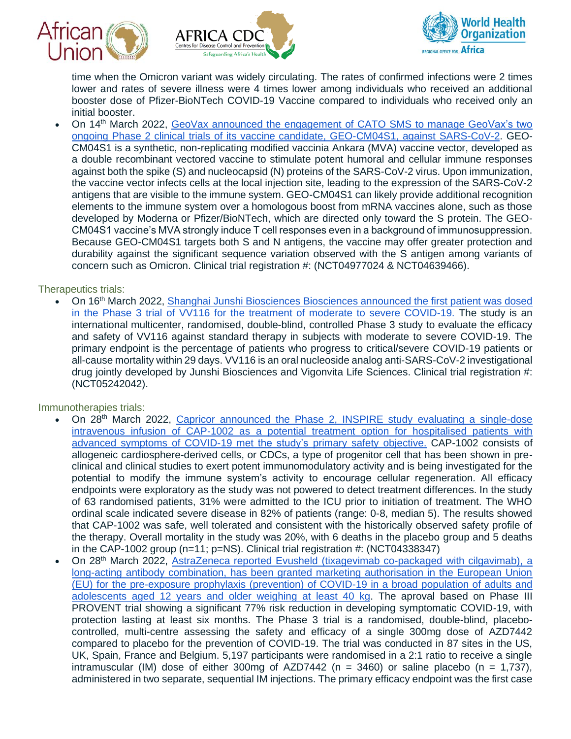time when the Omicron variant was widely circulating. The rates of confirmed infections were 2 times lower and rates of severe illness were 4 times lower among individuals who received an additional booster dose of Pfizer-BioNTech COVID-19 Vaccine compared to individuals who received only an initial booster.

- On 14th March 2022, GeoVax announced the engagement of CATO SMS to manage GeoVax's two ongoing Phase 2 clinical trials of its vaccine candidate, GEO-CM04S1, against SARS-CoV-2. GEO-CM04S1 is a synthetic, non-replicating modified vaccinia Ankara (MVA) vaccine vector, developed as a double recombinant vectored vaccine to stimulate potent humoral and cellular immune responses against both the spike (S) and nucleocapsid (N) proteins of the SARS-CoV-2 virus. Upon immunization, the vaccine vector infects cells at the local injection site, leading to the expression of the SARS-CoV-2 antigens that are visible to the immune system. GEO-CM04S1 can likely provide additional recognition elements to the immune system over a homologous boost from mRNA vaccines alone, such as those developed by Moderna or Pfizer/BioNTech, which are directed only toward the S protein. The GEO-CM04S1 vaccine's MVA strongly induce T cell responses even in a background of immunosuppression. Because GEO-CM04S1 targets both S and N antigens, the vaccine may offer greater protection and durability against the significant sequence variation observed with the S antigen among variants of concern such as Omicron. Clinical trial registration #: (NCT04977024 & NCT04639466).

Therapeutics trials:

- On 16th March 2022, Shanghai Junshi Biosciences Biosciences announced the first patient was dosed in the Phase 3 trial of VV116 for the treatment of moderate to severe COVID-19. The study is an international multicenter, randomised, double-blind, controlled Phase 3 study to evaluate the efficacy and safety of VV116 against standard therapy in subjects with moderate to severe COVID-19. The primary endpoint is the percentage of patients who progress to critical/severe COVID-19 patients or all-cause mortality within 29 days. VV116 is an oral nucleoside analog anti-SARS-CoV-2 investigational drug jointly developed by Junshi Biosciences and Vigonvita Life Sciences. Clinical trial registration #: (NCT05242042).

Immunotherapies trials:

- On 28th March 2022, Capricor announced the Phase 2, INSPIRE study evaluating a single-dose intravenous infusion of CAP-1002 as a potential treatment option for hospitalised patients with advanced symptoms of COVID-19 met the study's primary safety objective. CAP-1002 consists of allogeneic cardiosphere-derived cells, or CDCs, a type of progenitor cell that has been shown in pre-clinical and clinical studies to exert potent immunomodulatory activity and is being investigated for the potential to modify the immune system's activity to encourage cellular regeneration. All efficacy endpoints were exploratory as the study was not powered to detect treatment differences. In the study of 63 randomised patients, 31% were admitted to the ICU prior to initiation of treatment. The WHO ordinal scale indicated severe disease in 82% of patients (range: 0-8, median 5). The results showed that CAP-1002 was safe, well tolerated and consistent with the historically observed safety profile of the therapy. Overall mortality in the study was 20%, with 6 deaths in the placebo group and 5 deaths in the CAP-1002 group (n=11; p=NS). Clinical trial registration #: (NCT04338347)
- On 28th March 2022, AstraZeneca reported Evusheld (tixagevimab co-packaged with cilgavimab), a long-acting antibody combination, has been granted marketing authorisation in the European Union (EU) for the pre-exposure prophylaxis (prevention) of COVID-19 in a broad population of adults and adolescents aged 12 years and older weighing at least 40 kg. The aproval based on Phase III PROVENT trial showing a significant 77% risk reduction in developing symptomatic COVID-19, with protection lasting at least six months. The Phase 3 trial is a randomised, double-blind, placebo-controlled, multi-centre assessing the safety and efficacy of a single 300mg dose of AZD7442 compared to placebo for the prevention of COVID-19. The trial was conducted in 87 sites in the US, UK, Spain, France and Belgium. 5,197 participants were randomised in a 2:1 ratio to receive a single intramuscular (IM) dose of either 300mg of AZD7442 (n = 3460) or saline placebo (n = 1,737), administered in two separate, sequential IM injections. The primary efficacy endpoint was the first case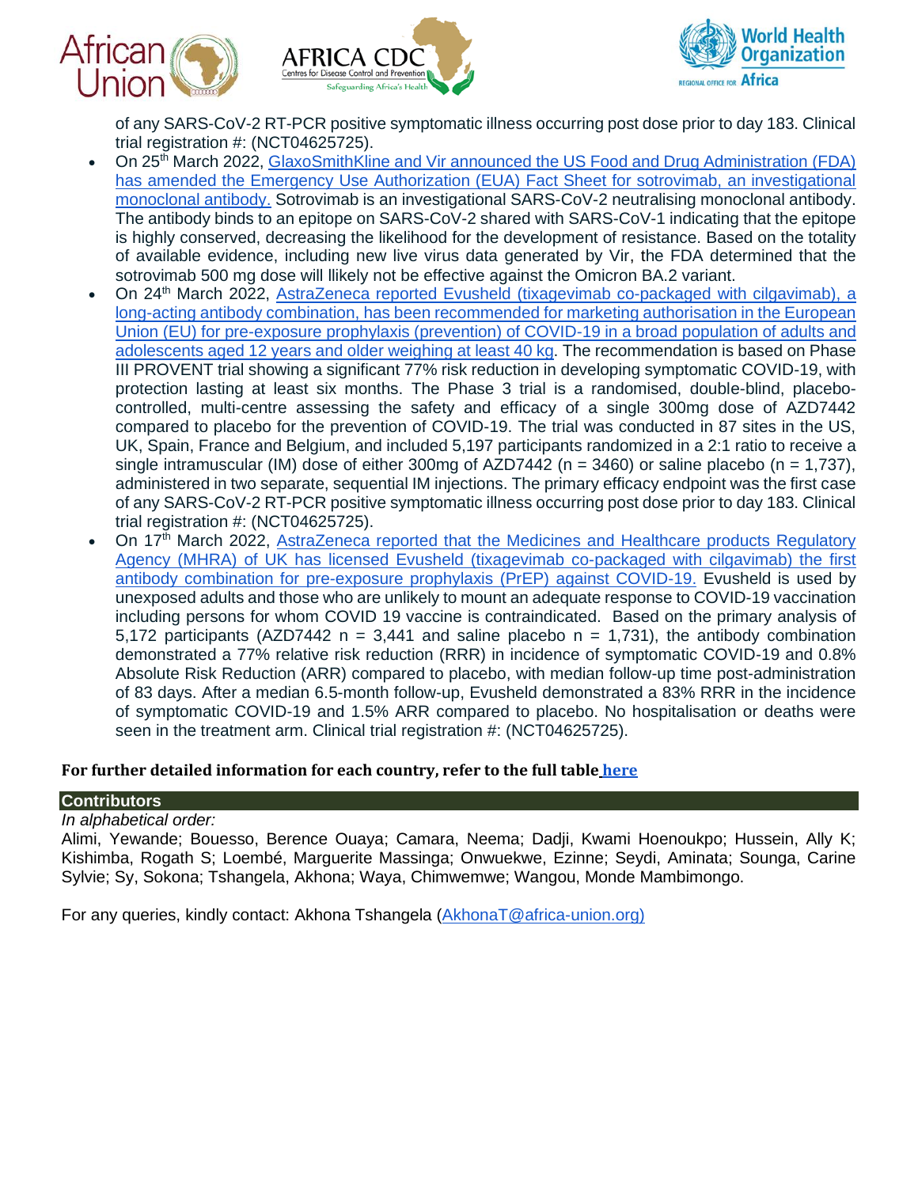of any SARS-CoV-2 RT-PCR positive symptomatic illness occurring post dose prior to day 183. Clinical trial registration #: (NCT04625725).

- On 25th March 2022, GlaxoSmithKline and Vir announced the US Food and Drug Administration (FDA) has amended the Emergency Use Authorization (EUA) Fact Sheet for sotrovimab, an investigational monoclonal antibody. Sotrovimab is an investigational SARS-CoV-2 neutralising monoclonal antibody. The antibody binds to an epitope on SARS-CoV-2 shared with SARS-CoV-1 indicating that the epitope is highly conserved, decreasing the likelihood for the development of resistance. Based on the totality of available evidence, including new live virus data generated by Vir, the FDA determined that the sotrovimab 500 mg dose will llikely not be effective against the Omicron BA.2 variant.
- On 24th March 2022, AstraZeneca reported Evusheld (tixagevimab co-packaged with cilgavimab), a long-acting antibody combination, has been recommended for marketing authorisation in the European Union (EU) for pre-exposure prophylaxis (prevention) of COVID-19 in a broad population of adults and adolescents aged 12 years and older weighing at least 40 kg. The recommendation is based on Phase III PROVENT trial showing a significant 77% risk reduction in developing symptomatic COVID-19, with protection lasting at least six months. The Phase 3 trial is a randomised, double-blind, placebo-controlled, multi-centre assessing the safety and efficacy of a single 300mg dose of AZD7442 compared to placebo for the prevention of COVID-19. The trial was conducted in 87 sites in the US, UK, Spain, France and Belgium, and included 5,197 participants randomized in a 2:1 ratio to receive a single intramuscular (IM) dose of either 300mg of AZD7442 (n = 3460) or saline placebo (n = 1,737), administered in two separate, sequential IM injections. The primary efficacy endpoint was the first case of any SARS-CoV-2 RT-PCR positive symptomatic illness occurring post dose prior to day 183. Clinical trial registration #: (NCT04625725).
- On 17th March 2022, AstraZeneca reported that the Medicines and Healthcare products Regulatory Agency (MHRA) of UK has licensed Evusheld (tixagevimab co-packaged with cilgavimab) the first antibody combination for pre-exposure prophylaxis (PrEP) against COVID-19. Evusheld is used by unexposed adults and those who are unlikely to mount an adequate response to COVID-19 vaccination including persons for whom COVID 19 vaccine is contraindicated. Based on the primary analysis of 5,172 participants (AZD7442 n = 3,441 and saline placebo n = 1,731), the antibody combination demonstrated a 77% relative risk reduction (RRR) in incidence of symptomatic COVID-19 and 0.8% Absolute Risk Reduction (ARR) compared to placebo, with median follow-up time post-administration of 83 days. After a median 6.5-month follow-up, Evusheld demonstrated a 83% RRR in the incidence of symptomatic COVID-19 and 1.5% ARR compared to placebo. No hospitalisation or deaths were seen in the treatment arm. Clinical trial registration #: (NCT04625725).

**For further detailed information for each country, refer to the full table here**

## Contributors

*In alphabetical order:*

Alimi, Yewande; Bouesso, Berence Ouaya; Camara, Neema; Dadji, Kwami Hoenoukpo; Hussein, Ally K; Kishimba, Rogath S; Loembé, Marguerite Massinga; Onwuekwe, Ezinne; Seydi, Aminata; Sounga, Carine Sylvie; Sy, Sokona; Tshangela, Akhona; Waya, Chimwemwe; Wangou, Monde Mambimongo.

For any queries, kindly contact: Akhona Tshangela (AkhonaT@africa-union.org)